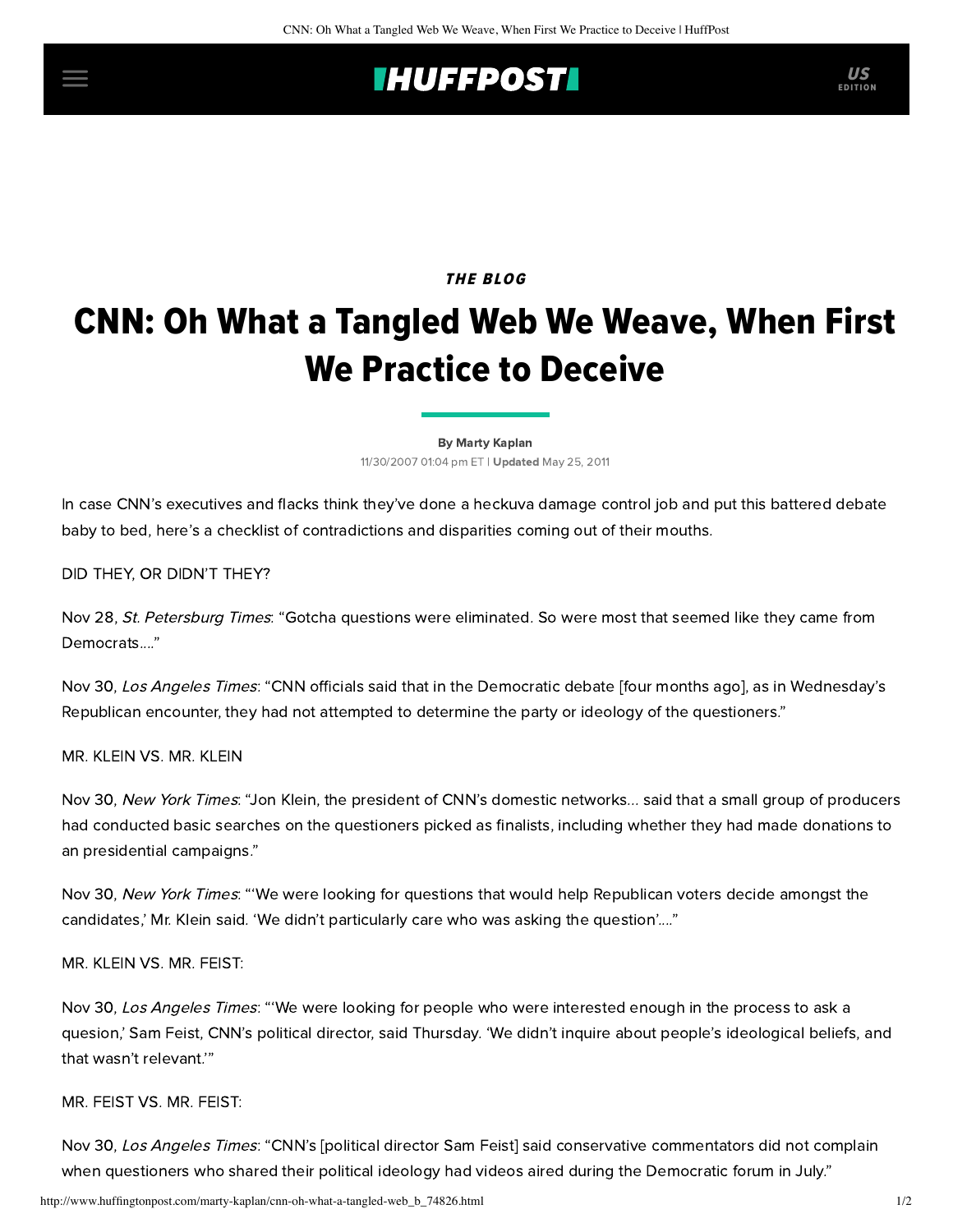THE BLOG

# CNN: Oh What a Tangled Web We Weave, When First We Practice to Deceive

By Marty Kaplan

11/30/2007 01:04 pm ET | **Updated** May 25, 2011

In case CNN's executives and flacks think they've done a heckuva damage control job and put this battered debate baby to bed, here's a checklist of contradictions and disparities coming out of their mouths.

DID THEY, OR DIDN'T THEY?

Nov 28, *St. Petersburg Times*: "Gotcha questions were eliminated. So were most that seemed like they came from Democrats...."

Nov 30, *Los Angeles Times*: "CNN officials said that in the Democratic debate [four months ago], as in Wednesday's Republican encounter, they had not attempted to determine the party or ideology of the questioners."

MR. KLEIN VS. MR. KLEIN

Nov 30, *New York Times*: "Jon Klein, the president of CNN's domestic networks... said that a small group of producers had conducted basic searches on the questioners picked as finalists, including whether they had made donations to an presidential campaigns."

Nov 30, *New York Times*: "'We were looking for questions that would help Republican voters decide amongst the candidates,' Mr. Klein said. 'We didn't particularly care who was asking the question'...."

MR. KLEIN VS. MR. FEIST:

Nov 30, *Los Angeles Times*: "'We were looking for people who were interested enough in the process to ask a quesion,' Sam Feist, CNN's political director, said Thursday. 'We didn't inquire about people's ideological beliefs, and that wasn't relevant.'"

MR. FEIST VS. MR. FEIST:

Nov 30, *Los Angeles Times*: "CNN's [political director Sam Feist] said conservative commentators did not complain when questioners who shared their political ideology had videos aired during the Democratic forum in July."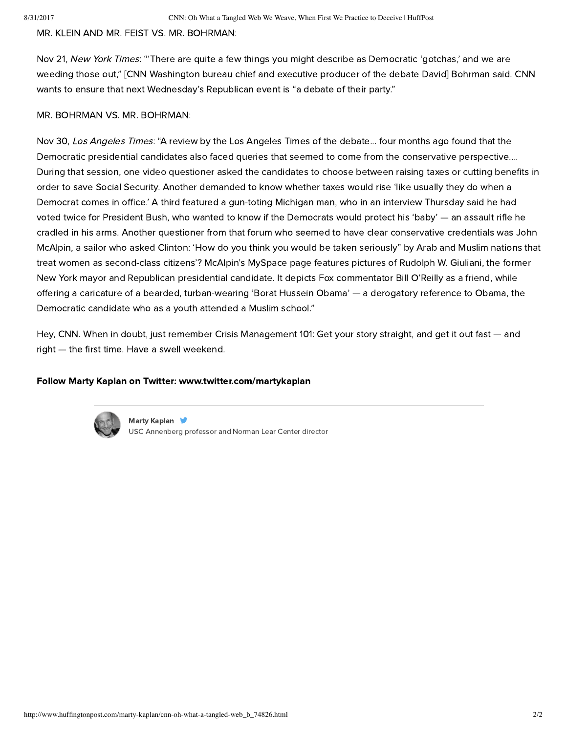MR. KLEIN AND MR. FEIST VS. MR. BOHRMAN:

Nov 21, *New York Times*: "'There are quite a few things you might describe as Democratic 'gotchas,' and we are weeding those out," [CNN Washington bureau chief and executive producer of the debate David] Bohrman said. CNN wants to ensure that next Wednesday's Republican event is "a debate of their party."

MR. BOHRMAN VS. MR. BOHRMAN:

Nov 30, *Los Angeles Times*: "A review by the Los Angeles Times of the debate... four months ago found that the Democratic presidential candidates also faced queries that seemed to come from the conservative perspective.... During that session, one video questioner asked the candidates to choose between raising taxes or cutting benefits in order to save Social Security. Another demanded to know whether taxes would rise 'like usually they do when a Democrat comes in office.' A third featured a gun-toting Michigan man, who in an interview Thursday said he had voted twice for President Bush, who wanted to know if the Democrats would protect his 'baby' — an assault rifle he cradled in his arms. Another questioner from that forum who seemed to have clear conservative credentials was John McAlpin, a sailor who asked Clinton: 'How do you think you would be taken seriously" by Arab and Muslim nations that treat women as second-class citizens'? McAlpin's MySpace page features pictures of Rudolph W. Giuliani, the former New York mayor and Republican presidential candidate. It depicts Fox commentator Bill O'Reilly as a friend, while offering a caricature of a bearded, turban-wearing 'Borat Hussein Obama' — a derogatory reference to Obama, the Democratic candidate who as a youth attended a Muslim school."

Hey, CNN. When in doubt, just remember Crisis Management 101: Get your story straight, and get it out fast — and right — the first time. Have a swell weekend.

**Follow Marty Kaplan on Twitter: www.twitter.com/martykaplan**

Marty Kaplan

USC Annenberg professor and Norman Lear Center director